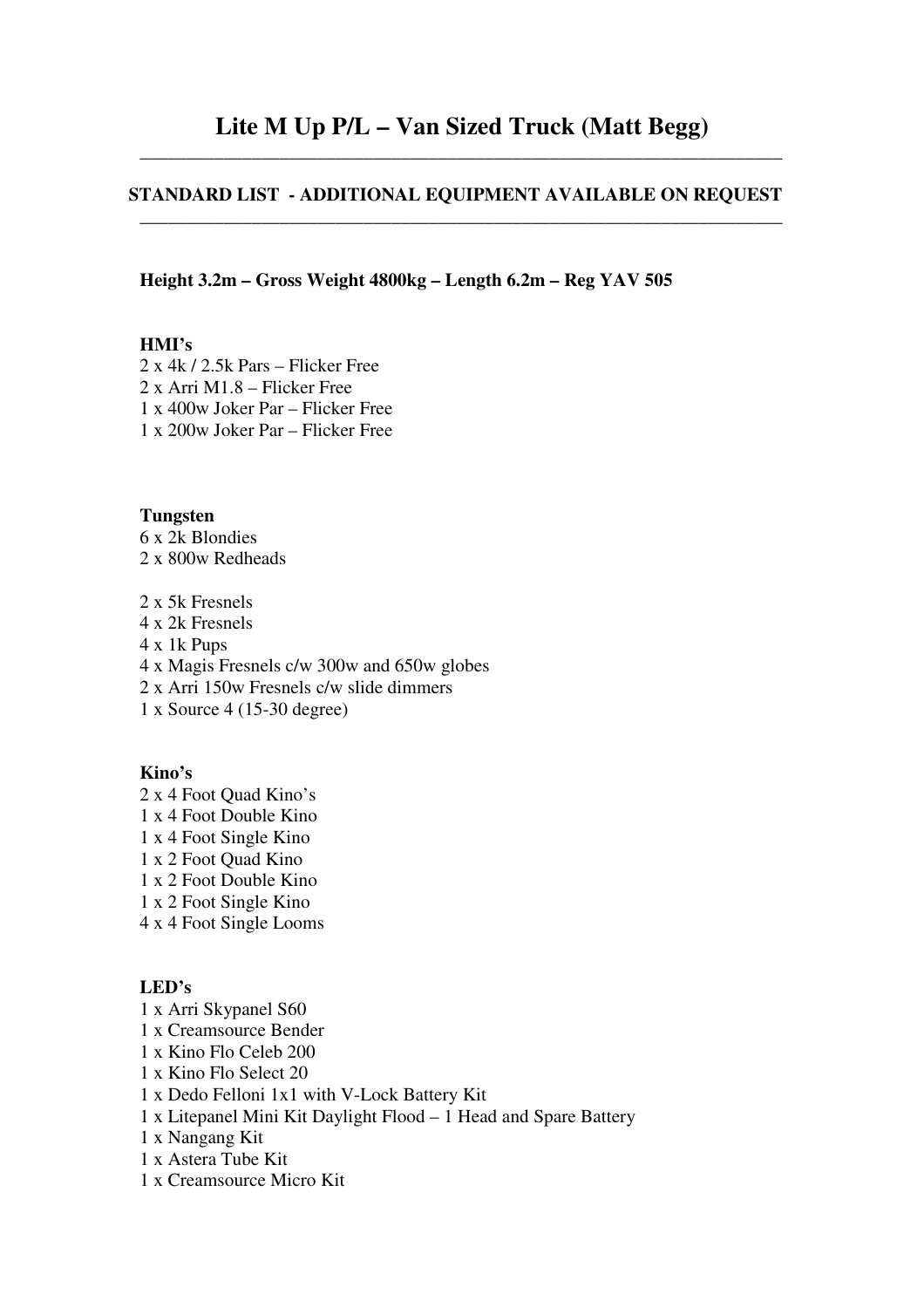# Lite M Up P/L – Van Sized Truck (Matt Begg)

---

**STANDARD LIST - ADDITIONAL EQUIPMENT AVAILABLE ON REQUEST**

---

**Height 3.2m – Gross Weight 4800kg – Length 6.2m – Reg YAV 505**

**HMI's**

2 x 4k / 2.5k Pars – Flicker Free
2 x Arri M1.8 – Flicker Free
1 x 400w Joker Par – Flicker Free
1 x 200w Joker Par – Flicker Free

**Tungsten**

6 x 2k Blondies
2 x 800w Redheads

2 x 5k Fresnels
4 x 2k Fresnels
4 x 1k Pups
4 x Magis Fresnels c/w 300w and 650w globes
2 x Arri 150w Fresnels c/w slide dimmers
1 x Source 4 (15-30 degree)

**Kino's**

2 x 4 Foot Quad Kino's
1 x 4 Foot Double Kino
1 x 4 Foot Single Kino
1 x 2 Foot Quad Kino
1 x 2 Foot Double Kino
1 x 2 Foot Single Kino
4 x 4 Foot Single Looms

**LED's**

1 x Arri Skypanel S60
1 x Creamsource Bender
1 x Kino Flo Celeb 200
1 x Kino Flo Select 20
1 x Dedo Felloni 1x1 with V-Lock Battery Kit
1 x Litepanel Mini Kit Daylight Flood – 1 Head and Spare Battery
1 x Nangang Kit
1 x Astera Tube Kit
1 x Creamsource Micro Kit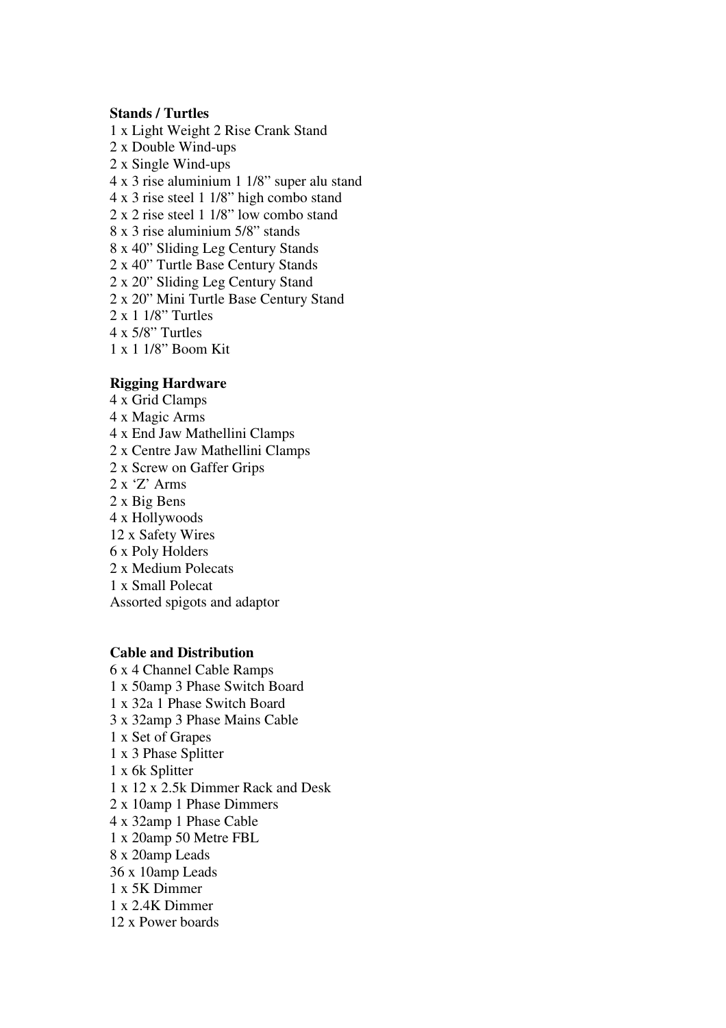**Stands / Turtles**

1 x Light Weight 2 Rise Crank Stand
2 x Double Wind-ups
2 x Single Wind-ups
4 x 3 rise aluminium 1 1/8" super alu stand
4 x 3 rise steel 1 1/8" high combo stand
2 x 2 rise steel 1 1/8" low combo stand
8 x 3 rise aluminium 5/8" stands
8 x 40" Sliding Leg Century Stands
2 x 40" Turtle Base Century Stands
2 x 20" Sliding Leg Century Stand
2 x 20" Mini Turtle Base Century Stand
2 x 1 1/8" Turtles
4 x 5/8" Turtles
1 x 1 1/8" Boom Kit

**Rigging Hardware**

4 x Grid Clamps
4 x Magic Arms
4 x End Jaw Mathellini Clamps
2 x Centre Jaw Mathellini Clamps
2 x Screw on Gaffer Grips
2 x 'Z' Arms
2 x Big Bens
4 x Hollywoods
12 x Safety Wires
6 x Poly Holders
2 x Medium Polecats
1 x Small Polecat
Assorted spigots and adaptor

**Cable and Distribution**

6 x 4 Channel Cable Ramps
1 x 50amp 3 Phase Switch Board
1 x 32a 1 Phase Switch Board
3 x 32amp 3 Phase Mains Cable
1 x Set of Grapes
1 x 3 Phase Splitter
1 x 6k Splitter
1 x 12 x 2.5k Dimmer Rack and Desk
2 x 10amp 1 Phase Dimmers
4 x 32amp 1 Phase Cable
1 x 20amp 50 Metre FBL
8 x 20amp Leads
36 x 10amp Leads
1 x 5K Dimmer
1 x 2.4K Dimmer
12 x Power boards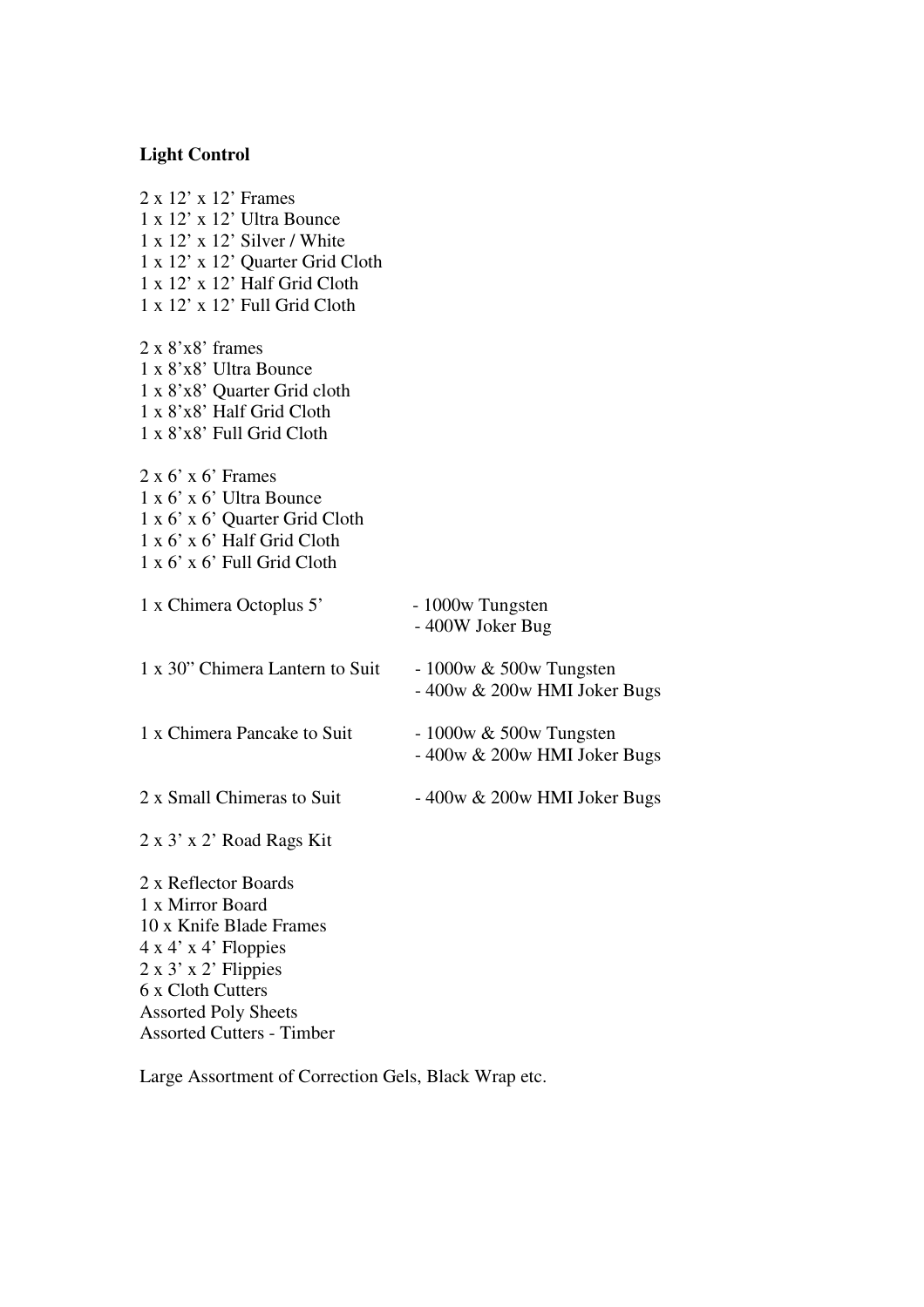**Light Control**

2 x 12' x 12' Frames
1 x 12' x 12' Ultra Bounce
1 x 12' x 12' Silver / White
1 x 12' x 12' Quarter Grid Cloth
1 x 12' x 12' Half Grid Cloth
1 x 12' x 12' Full Grid Cloth

2 x 8'x8' frames
1 x 8'x8' Ultra Bounce
1 x 8'x8' Quarter Grid cloth
1 x 8'x8' Half Grid Cloth
1 x 8'x8' Full Grid Cloth

2 x 6' x 6' Frames
1 x 6' x 6' Ultra Bounce
1 x 6' x 6' Quarter Grid Cloth
1 x 6' x 6' Half Grid Cloth
1 x 6' x 6' Full Grid Cloth

| | |
|---|---|
| 1 x Chimera Octoplus 5' | - 1000w Tungsten<br>- 400W Joker Bug |
| 1 x 30" Chimera Lantern to Suit | - 1000w & 500w Tungsten<br>- 400w & 200w HMI Joker Bugs |
| 1 x Chimera Pancake to Suit | - 1000w & 500w Tungsten<br>- 400w & 200w HMI Joker Bugs |
| 2 x Small Chimeras to Suit | - 400w & 200w HMI Joker Bugs |

2 x 3' x 2' Road Rags Kit

2 x Reflector Boards
1 x Mirror Board
10 x Knife Blade Frames
4 x 4' x 4' Floppies
2 x 3' x 2' Flippies
6 x Cloth Cutters
Assorted Poly Sheets
Assorted Cutters - Timber

Large Assortment of Correction Gels, Black Wrap etc.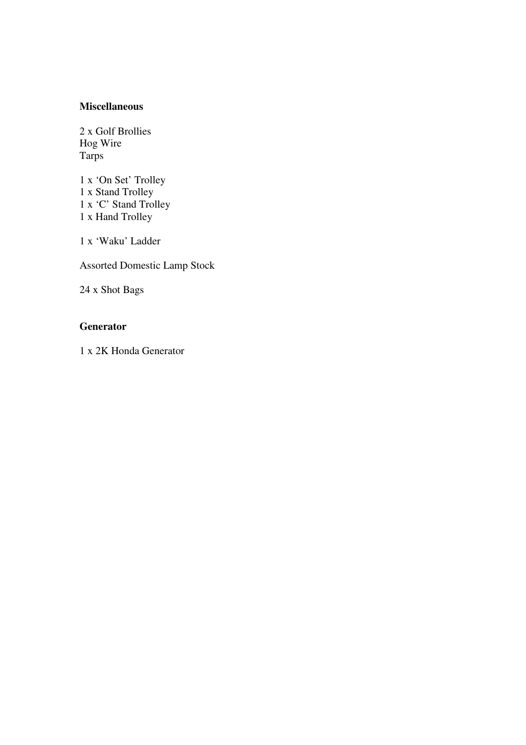**Miscellaneous**

2 x Golf Brollies
Hog Wire
Tarps

1 x 'On Set' Trolley
1 x Stand Trolley
1 x 'C' Stand Trolley
1 x Hand Trolley

1 x 'Waku' Ladder

Assorted Domestic Lamp Stock

24 x Shot Bags

**Generator**

1 x 2K Honda Generator